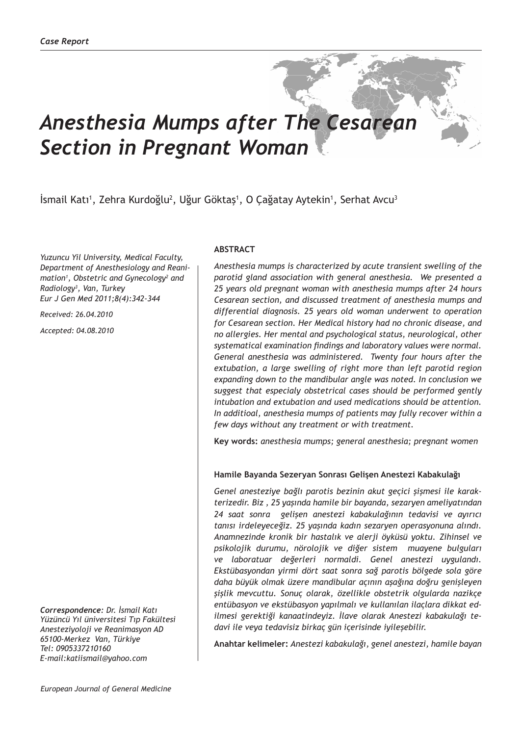*Case Report*

# *Anesthesia Mumps after The Cesarean Section in Pregnant Woman*

İsmail Katı[1], Zehra Kurdoğlu[2], Uğur Göktaş[1], O Çağatay Aytekin[1], Serhat Avcu[3]

*Yuzuncu Yil University, Medical Faculty, Department of Anesthesiology and Reanimation[1], Obstetric and Gynecology[2] and Radiology[3], Van, Turkey*
*Eur J Gen Med 2011;8(4):342-344*

*Received: 26.04.2010*

*Accepted: 04.08.2010*

## ABSTRACT

*Anesthesia mumps is characterized by acute transient swelling of the parotid gland association with general anesthesia. We presented a 25 years old pregnant woman with anesthesia mumps after 24 hours Cesarean section, and discussed treatment of anesthesia mumps and differential diagnosis. 25 years old woman underwent to operation for Cesarean section. Her Medical history had no chronic disease, and no allergies. Her mental and psychological status, neurological, other systematical examination findings and laboratory values were normal. General anesthesia was administered. Twenty four hours after the extubation, a large swelling of right more than left parotid region expanding down to the mandibular angle was noted. In conclusion we suggest that especialy obstetrical cases should be performed gently intubation and extubation and used medications should be attention. In additioal, anesthesia mumps of patients may fully recover within a few days without any treatment or with treatment.*

**Key words:** *anesthesia mumps; general anesthesia; pregnant women*

## Hamile Bayanda Sezeryan Sonrası Gelişen Anestezi Kabakulağı

*Genel anesteziye bağlı parotis bezinin akut geçici şişmesi ile karakterizedir. Biz , 25 yaşında hamile bir bayanda, sezaryen ameliyatından 24 saat sonra gelişen anestezi kabakulağının tedavisi ve ayırıcı tanısı irdeleyeceğiz. 25 yaşında kadın sezaryen operasyonuna alındı. Anamnezinde kronik bir hastalık ve alerji öyküsü yoktu. Zihinsel ve psikolojik durumu, nörolojik ve diğer sistem muayene bulguları ve laboratuar değerleri normaldi. Genel anestezi uygulandı. Ekstübasyondan yirmi dört saat sonra sağ parotis bölgede sola göre daha büyük olmak üzere mandibular açının aşağına doğru genişleyen şişlik mevcuttu. Sonuç olarak, özellikle obstetrik olgularda nazikçe entübasyon ve ekstübasyon yapılmalı ve kullanılan ilaçlara dikkat edilmesi gerektiği kanaatindeyiz. İlave olarak Anestezi kabakulağı tedavi ile veya tedavisiz birkaç gün içerisinde iyileşebilir.*

**Anahtar kelimeler:** *Anestezi kabakulağı, genel anestezi, hamile bayan*

***Correspondence:*** *Dr. İsmail Katı*
*Yüzüncü Yıl üniversitesi Tıp Fakültesi*
*Anesteziyoloji ve Reanimasyon AD*
*65100-Merkez Van, Türkiye*
*Tel: 0905337210160*
*E-mail:katiismail@yahoo.com*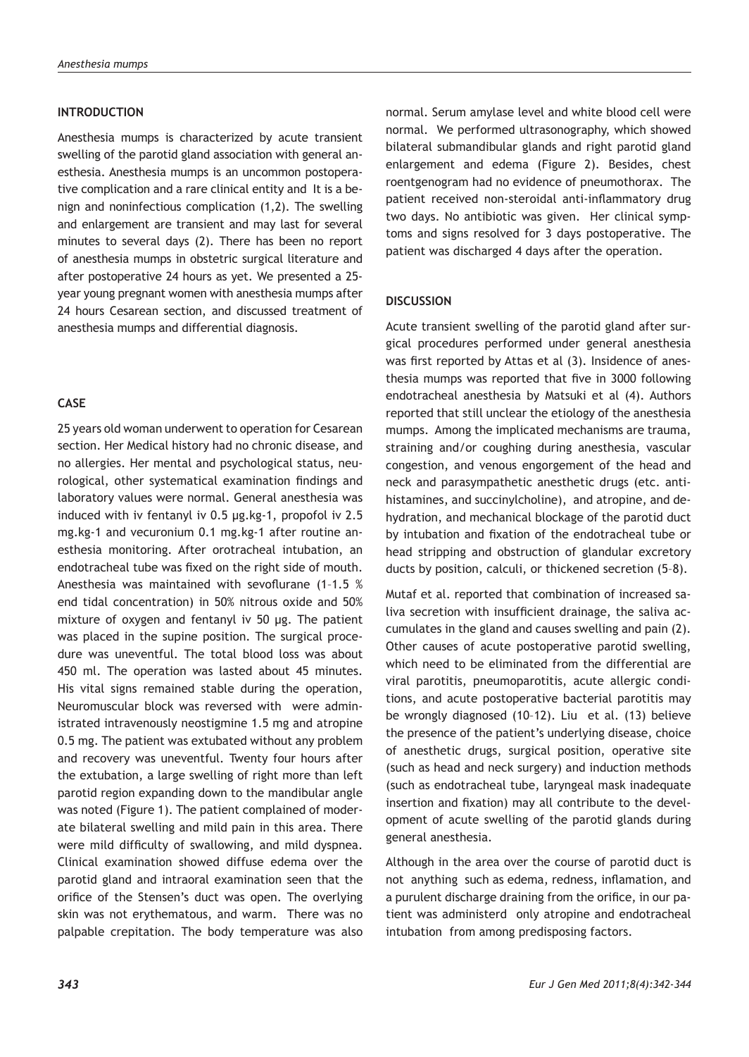## INTRODUCTION

Anesthesia mumps is characterized by acute transient swelling of the parotid gland association with general anesthesia. Anesthesia mumps is an uncommon postoperative complication and a rare clinical entity and It is a benign and noninfectious complication (1,2). The swelling and enlargement are transient and may last for several minutes to several days (2). There has been no report of anesthesia mumps in obstetric surgical literature and after postoperative 24 hours as yet. We presented a 25-year young pregnant women with anesthesia mumps after 24 hours Cesarean section, and discussed treatment of anesthesia mumps and differential diagnosis.

## CASE

25 years old woman underwent to operation for Cesarean section. Her Medical history had no chronic disease, and no allergies. Her mental and psychological status, neurological, other systematical examination findings and laboratory values were normal. General anesthesia was induced with iv fentanyl iv 0.5 µg.kg-1, propofol iv 2.5 mg.kg-1 and vecuronium 0.1 mg.kg-1 after routine anesthesia monitoring. After orotracheal intubation, an endotracheal tube was fixed on the right side of mouth. Anesthesia was maintained with sevoflurane (1–1.5 % end tidal concentration) in 50% nitrous oxide and 50% mixture of oxygen and fentanyl iv 50 µg. The patient was placed in the supine position. The surgical procedure was uneventful. The total blood loss was about 450 ml. The operation was lasted about 45 minutes. His vital signs remained stable during the operation, Neuromuscular block was reversed with were administrated intravenously neostigmine 1.5 mg and atropine 0.5 mg. The patient was extubated without any problem and recovery was uneventful. Twenty four hours after the extubation, a large swelling of right more than left parotid region expanding down to the mandibular angle was noted (Figure 1). The patient complained of moderate bilateral swelling and mild pain in this area. There were mild difficulty of swallowing, and mild dyspnea. Clinical examination showed diffuse edema over the parotid gland and intraoral examination seen that the orifice of the Stensen's duct was open. The overlying skin was not erythematous, and warm. There was no palpable crepitation. The body temperature was also normal. Serum amylase level and white blood cell were normal. We performed ultrasonography, which showed bilateral submandibular glands and right parotid gland enlargement and edema (Figure 2). Besides, chest roentgenogram had no evidence of pneumothorax. The patient received non-steroidal anti-inflammatory drug two days. No antibiotic was given. Her clinical symptoms and signs resolved for 3 days postoperative. The patient was discharged 4 days after the operation.

## DISCUSSION

Acute transient swelling of the parotid gland after surgical procedures performed under general anesthesia was first reported by Attas et al (3). Insidence of anesthesia mumps was reported that five in 3000 following endotracheal anesthesia by Matsuki et al (4). Authors reported that still unclear the etiology of the anesthesia mumps. Among the implicated mechanisms are trauma, straining and/or coughing during anesthesia, vascular congestion, and venous engorgement of the head and neck and parasympathetic anesthetic drugs (etc. antihistamines, and succinylcholine), and atropine, and dehydration, and mechanical blockage of the parotid duct by intubation and fixation of the endotracheal tube or head stripping and obstruction of glandular excretory ducts by position, calculi, or thickened secretion (5–8).

Mutaf et al. reported that combination of increased saliva secretion with insufficient drainage, the saliva accumulates in the gland and causes swelling and pain (2). Other causes of acute postoperative parotid swelling, which need to be eliminated from the differential are viral parotitis, pneumoparotitis, acute allergic conditions, and acute postoperative bacterial parotitis may be wrongly diagnosed (10–12). Liu et al. (13) believe the presence of the patient's underlying disease, choice of anesthetic drugs, surgical position, operative site (such as head and neck surgery) and induction methods (such as endotracheal tube, laryngeal mask inadequate insertion and fixation) may all contribute to the development of acute swelling of the parotid glands during general anesthesia.

Although in the area over the course of parotid duct is not anything such as edema, redness, inflamation, and a purulent discharge draining from the orifice, in our patient was administerd only atropine and endotracheal intubation from among predisposing factors.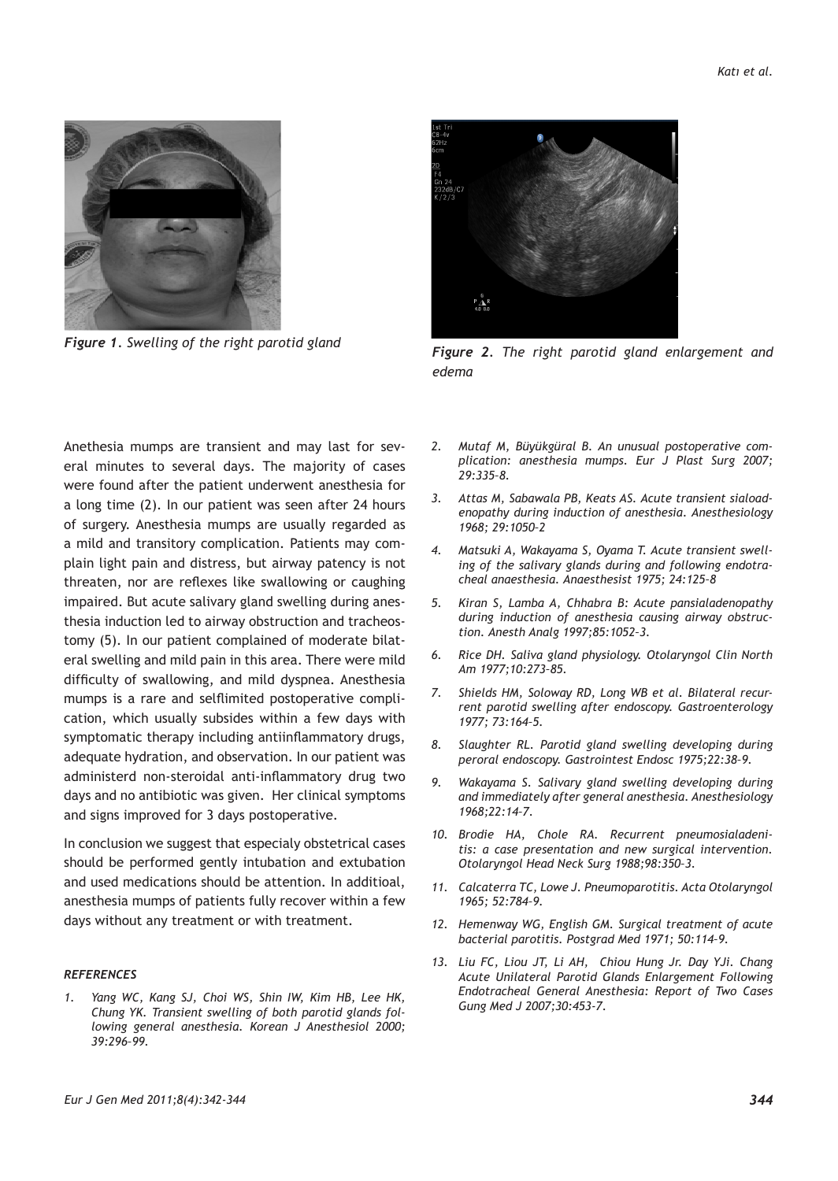*Figure 1. Swelling of the right parotid gland*

*Figure 2. The right parotid gland enlargement and edema*

Anethesia mumps are transient and may last for several minutes to several days. The majority of cases were found after the patient underwent anesthesia for a long time (2). In our patient was seen after 24 hours of surgery. Anesthesia mumps are usually regarded as a mild and transitory complication. Patients may complain light pain and distress, but airway patency is not threaten, nor are reflexes like swallowing or caughing impaired. But acute salivary gland swelling during anesthesia induction led to airway obstruction and tracheostomy (5). In our patient complained of moderate bilateral swelling and mild pain in this area. There were mild difficulty of swallowing, and mild dyspnea. Anesthesia mumps is a rare and selflimited postoperative complication, which usually subsides within a few days with symptomatic therapy including antiinflammatory drugs, adequate hydration, and observation. In our patient was administerd non-steroidal anti-inflammatory drug two days and no antibiotic was given. Her clinical symptoms and signs improved for 3 days postoperative.

In conclusion we suggest that especialy obstetrical cases should be performed gently intubation and extubation and used medications should be attention. In additioal, anesthesia mumps of patients fully recover within a few days without any treatment or with treatment.

### *REFERENCES*

1. *Yang WC, Kang SJ, Choi WS, Shin IW, Kim HB, Lee HK, Chung YK. Transient swelling of both parotid glands following general anesthesia. Korean J Anesthesiol 2000; 39:296–99.*
2. *Mutaf M, Büyükgüral B. An unusual postoperative complication: anesthesia mumps. Eur J Plast Surg 2007; 29:335–8.*
3. *Attas M, Sabawala PB, Keats AS. Acute transient sialoadenopathy during induction of anesthesia. Anesthesiology 1968; 29:1050–2*
4. *Matsuki A, Wakayama S, Oyama T. Acute transient swelling of the salivary glands during and following endotracheal anaesthesia. Anaesthesist 1975; 24:125–8*
5. *Kiran S, Lamba A, Chhabra B: Acute pansialadenopathy during induction of anesthesia causing airway obstruction. Anesth Analg 1997;85:1052–3.*
6. *Rice DH. Saliva gland physiology. Otolaryngol Clin North Am 1977;10:273–85.*
7. *Shields HM, Soloway RD, Long WB et al. Bilateral recurrent parotid swelling after endoscopy. Gastroenterology 1977; 73:164–5.*
8. *Slaughter RL. Parotid gland swelling developing during peroral endoscopy. Gastrointest Endosc 1975;22:38–9.*
9. *Wakayama S. Salivary gland swelling developing during and immediately after general anesthesia. Anesthesiology 1968;22:14–7.*
10. *Brodie HA, Chole RA. Recurrent pneumosialadenitis: a case presentation and new surgical intervention. Otolaryngol Head Neck Surg 1988;98:350–3.*
11. *Calcaterra TC, Lowe J. Pneumoparotitis. Acta Otolaryngol 1965; 52:784–9.*
12. *Hemenway WG, English GM. Surgical treatment of acute bacterial parotitis. Postgrad Med 1971; 50:114–9.*
13. *Liu FC, Liou JT, Li AH, Chiou Hung Jr. Day YJi. Chang Acute Unilateral Parotid Glands Enlargement Following Endotracheal General Anesthesia: Report of Two Cases Gung Med J 2007;30:453-7.*